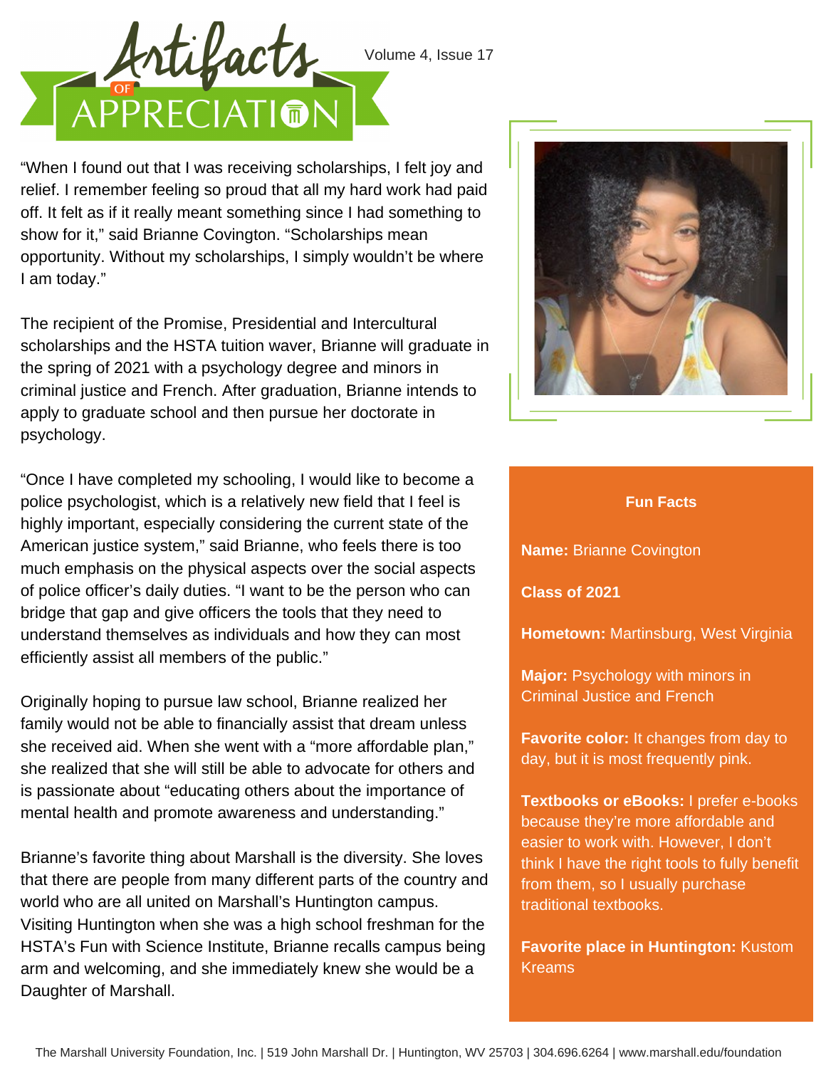# Artifacts of Appreciation

Volume 4, Issue 17

"When I found out that I was receiving scholarships, I felt joy and relief. I remember feeling so proud that all my hard work had paid off. It felt as if it really meant something since I had something to show for it," said Brianne Covington. "Scholarships mean opportunity. Without my scholarships, I simply wouldn't be where I am today."

The recipient of the Promise, Presidential and Intercultural scholarships and the HSTA tuition waver, Brianne will graduate in the spring of 2021 with a psychology degree and minors in criminal justice and French. After graduation, Brianne intends to apply to graduate school and then pursue her doctorate in psychology.

"Once I have completed my schooling, I would like to become a police psychologist, which is a relatively new field that I feel is highly important, especially considering the current state of the American justice system," said Brianne, who feels there is too much emphasis on the physical aspects over the social aspects of police officer's daily duties. "I want to be the person who can bridge that gap and give officers the tools that they need to understand themselves as individuals and how they can most efficiently assist all members of the public."

Originally hoping to pursue law school, Brianne realized her family would not be able to financially assist that dream unless she received aid. When she went with a "more affordable plan," she realized that she will still be able to advocate for others and is passionate about "educating others about the importance of mental health and promote awareness and understanding."

Brianne's favorite thing about Marshall is the diversity. She loves that there are people from many different parts of the country and world who are all united on Marshall's Huntington campus. Visiting Huntington when she was a high school freshman for the HSTA's Fun with Science Institute, Brianne recalls campus being arm and welcoming, and she immediately knew she would be a Daughter of Marshall.

## Fun Facts

**Name:** Brianne Covington

**Class of 2021**

**Hometown:** Martinsburg, West Virginia

**Major:** Psychology with minors in Criminal Justice and French

**Favorite color:** It changes from day to day, but it is most frequently pink.

**Textbooks or eBooks:** I prefer e-books because they're more affordable and easier to work with. However, I don't think I have the right tools to fully benefit from them, so I usually purchase traditional textbooks.

**Favorite place in Huntington:** Kustom Kreams

The Marshall University Foundation, Inc. | 519 John Marshall Dr. | Huntington, WV 25703 | 304.696.6264 | www.marshall.edu/foundation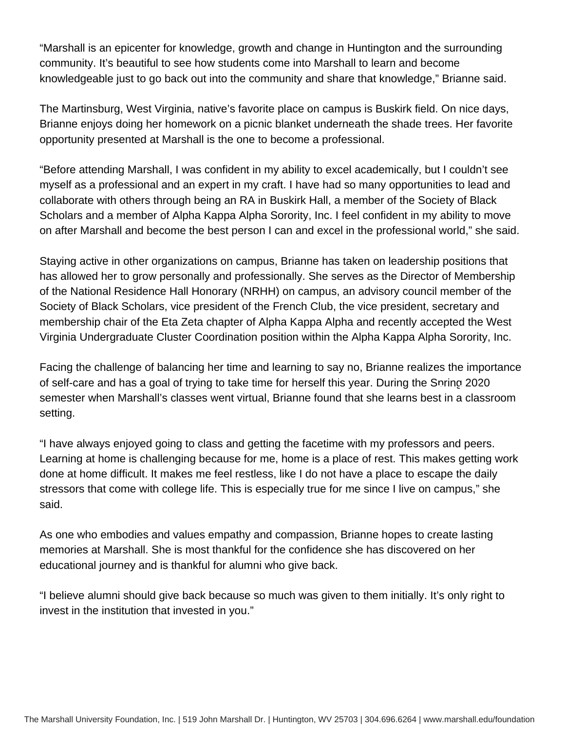"Marshall is an epicenter for knowledge, growth and change in Huntington and the surrounding community. It's beautiful to see how students come into Marshall to learn and become knowledgeable just to go back out into the community and share that knowledge," Brianne said.

The Martinsburg, West Virginia, native's favorite place on campus is Buskirk field. On nice days, Brianne enjoys doing her homework on a picnic blanket underneath the shade trees. Her favorite opportunity presented at Marshall is the one to become a professional.

"Before attending Marshall, I was confident in my ability to excel academically, but I couldn't see myself as a professional and an expert in my craft. I have had so many opportunities to lead and collaborate with others through being an RA in Buskirk Hall, a member of the Society of Black Scholars and a member of Alpha Kappa Alpha Sorority, Inc. I feel confident in my ability to move on after Marshall and become the best person I can and excel in the professional world," she said.

Staying active in other organizations on campus, Brianne has taken on leadership positions that has allowed her to grow personally and professionally. She serves as the Director of Membership of the National Residence Hall Honorary (NRHH) on campus, an advisory council member of the Society of Black Scholars, vice president of the French Club, the vice president, secretary and membership chair of the Eta Zeta chapter of Alpha Kappa Alpha and recently accepted the West Virginia Undergraduate Cluster Coordination position within the Alpha Kappa Alpha Sorority, Inc.

Facing the challenge of balancing her time and learning to say no, Brianne realizes the importance of self-care and has a goal of trying to take time for herself this year. During the Spring 2020 semester when Marshall's classes went virtual, Brianne found that she learns best in a classroom setting.

"I have always enjoyed going to class and getting the facetime with my professors and peers. Learning at home is challenging because for me, home is a place of rest. This makes getting work done at home difficult. It makes me feel restless, like I do not have a place to escape the daily stressors that come with college life. This is especially true for me since I live on campus," she said.

As one who embodies and values empathy and compassion, Brianne hopes to create lasting memories at Marshall. She is most thankful for the confidence she has discovered on her educational journey and is thankful for alumni who give back.

"I believe alumni should give back because so much was given to them initially. It's only right to invest in the institution that invested in you."